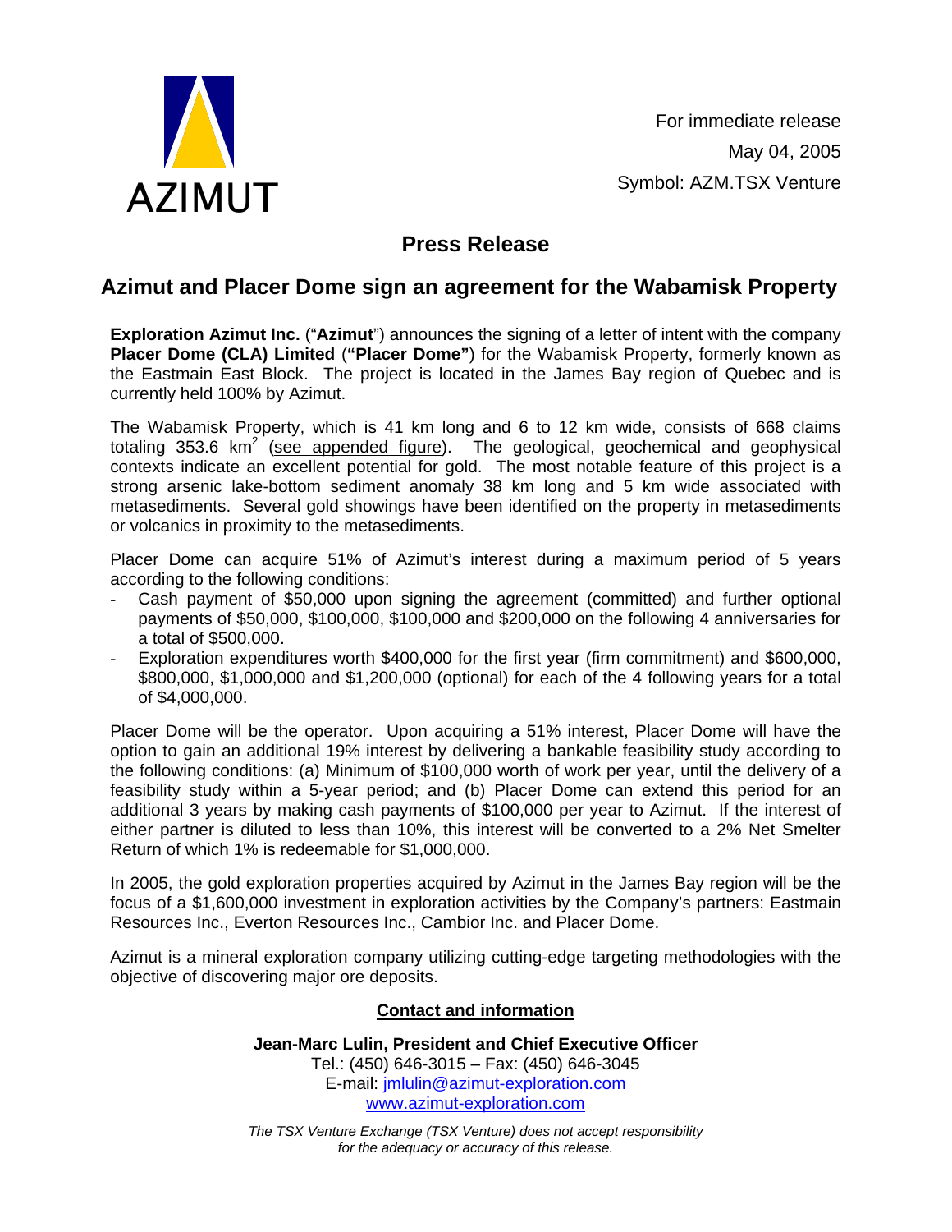AZIMUT

For immediate release

May 04, 2005

Symbol: AZM.TSX Venture

# Press Release

## Azimut and Placer Dome sign an agreement for the Wabamisk Property

**Exploration Azimut Inc.** ("**Azimut**") announces the signing of a letter of intent with the company **Placer Dome (CLA) Limited** (**"Placer Dome"**) for the Wabamisk Property, formerly known as the Eastmain East Block. The project is located in the James Bay region of Quebec and is currently held 100% by Azimut.

The Wabamisk Property, which is 41 km long and 6 to 12 km wide, consists of 668 claims totaling 353.6 km$^2$ (see appended figure). The geological, geochemical and geophysical contexts indicate an excellent potential for gold. The most notable feature of this project is a strong arsenic lake-bottom sediment anomaly 38 km long and 5 km wide associated with metasediments. Several gold showings have been identified on the property in metasediments or volcanics in proximity to the metasediments.

Placer Dome can acquire 51% of Azimut's interest during a maximum period of 5 years according to the following conditions:

- Cash payment of $50,000 upon signing the agreement (committed) and further optional payments of $50,000, $100,000, $100,000 and $200,000 on the following 4 anniversaries for a total of $500,000.
- Exploration expenditures worth $400,000 for the first year (firm commitment) and $600,000, $800,000, $1,000,000 and $1,200,000 (optional) for each of the 4 following years for a total of $4,000,000.

Placer Dome will be the operator. Upon acquiring a 51% interest, Placer Dome will have the option to gain an additional 19% interest by delivering a bankable feasibility study according to the following conditions: (a) Minimum of $100,000 worth of work per year, until the delivery of a feasibility study within a 5-year period; and (b) Placer Dome can extend this period for an additional 3 years by making cash payments of $100,000 per year to Azimut. If the interest of either partner is diluted to less than 10%, this interest will be converted to a 2% Net Smelter Return of which 1% is redeemable for $1,000,000.

In 2005, the gold exploration properties acquired by Azimut in the James Bay region will be the focus of a $1,600,000 investment in exploration activities by the Company's partners: Eastmain Resources Inc., Everton Resources Inc., Cambior Inc. and Placer Dome.

Azimut is a mineral exploration company utilizing cutting-edge targeting methodologies with the objective of discovering major ore deposits.

**Contact and information**

**Jean-Marc Lulin, President and Chief Executive Officer**
Tel.: (450) 646-3015 – Fax: (450) 646-3045
E-mail: jmlulin@azimut-exploration.com
www.azimut-exploration.com

*The TSX Venture Exchange (TSX Venture) does not accept responsibility for the adequacy or accuracy of this release.*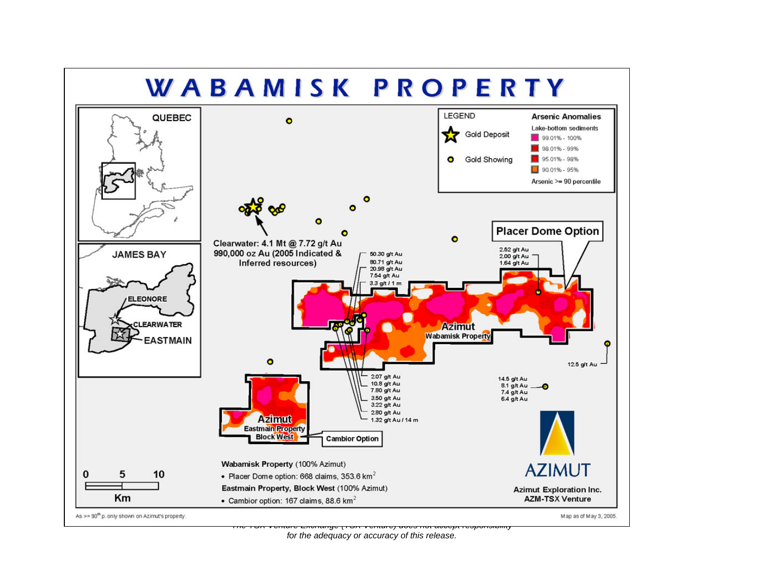# WABAMISK PROPERTY

QUEBEC

JAMES BAY

ELEONORE

CLEARWATER

EASTMAIN

LEGEND

Gold Deposit

Gold Showing

Arsenic Anomalies

Lake-bottom sediments

99.01% - 100%

98.01% - 99%

95.01% - 98%

90.01% - 95%

Arsenic >= 90 percentile

Clearwater: 4.1 Mt @ 7.72 g/t Au
990,000 oz Au (2005 Indicated & Inferred resources)

Placer Dome Option

2.52 g/t Au
2.00 g/t Au
1.64 g/t Au

50.30 g/t Au
80.71 g/t Au
20.98 g/t Au
7.54 g/t Au
3.3 g/t / 1 m

Azimut
Wabamisk Property

12.5 g/t Au

2.07 g/t Au
10.8 g/t Au
7.80 g/t Au
3.50 g/t Au
3.22 g/t Au
2.80 g/t Au
1.32 g/t Au / 14 m

14.5 g/t Au
8.1 g/t Au
7.4 g/t Au
6.4 g/t Au

Azimut
Eastmain Property
Block West

Cambior Option

0 5 10
Km

**Wabamisk Property** (100% Azimut)

- Placer Dome option: 668 claims, 353.6 km$^2$

**Eastmain Property, Block West** (100% Azimut)

- Cambior option: 167 claims, 88.6 km$^2$

AZIMUT

Azimut Exploration Inc.
AZM-TSX Venture

As >= 90th p. only shown on Azimut's property.

Map as of May 3, 2005.

*The TSX Venture Exchange (TSX Venture) does not accept responsibility for the adequacy or accuracy of this release.*